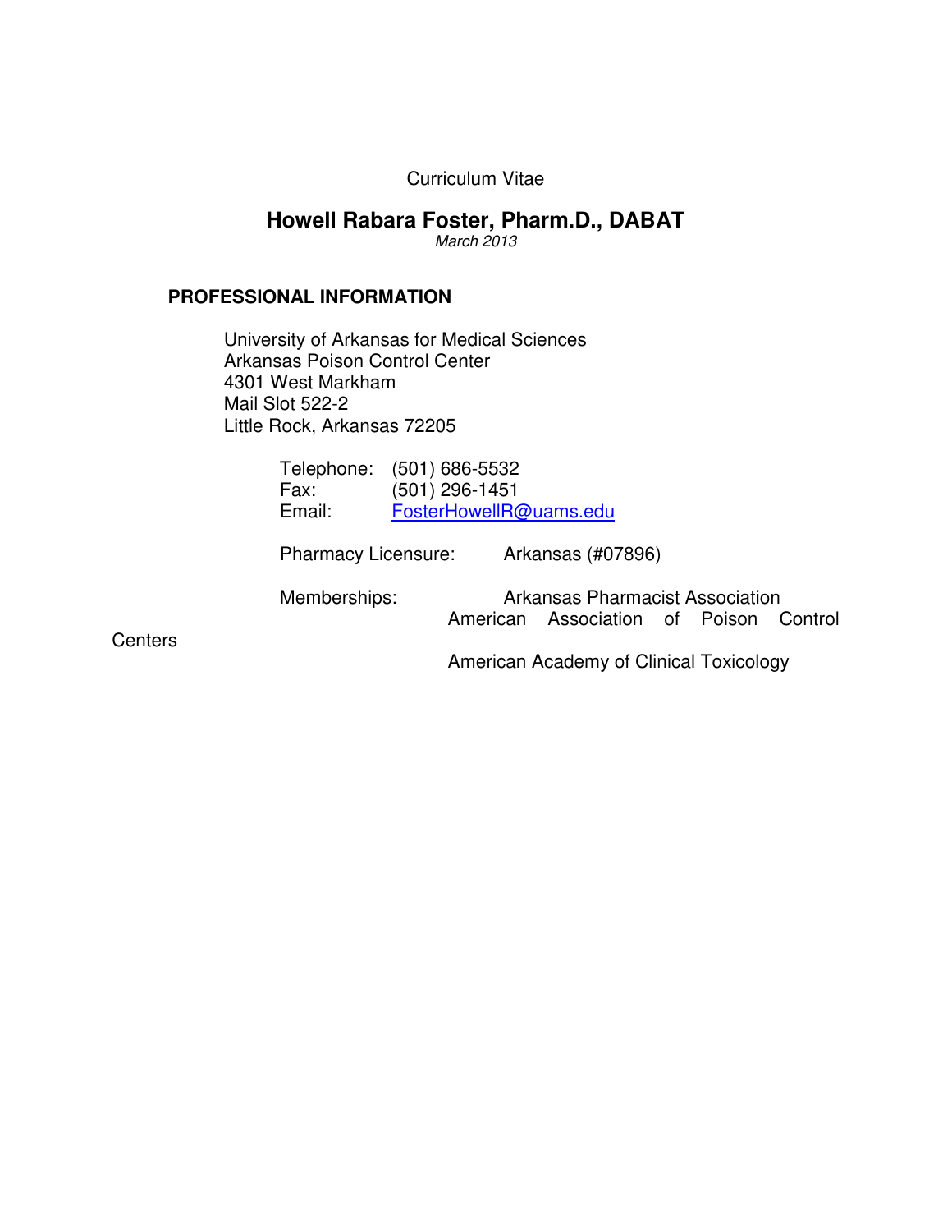Curriculum Vitae

# Howell Rabara Foster, Pharm.D., DABAT

*March 2013*

## PROFESSIONAL INFORMATION

University of Arkansas for Medical Sciences
Arkansas Poison Control Center
4301 West Markham
Mail Slot 522-2
Little Rock, Arkansas 72205

Telephone: (501) 686-5532
Fax: (501) 296-1451
Email: FosterHowellR@uams.edu

Pharmacy Licensure: Arkansas (#07896)

Memberships:
- Arkansas Pharmacist Association
- American Association of Poison Control Centers
- American Academy of Clinical Toxicology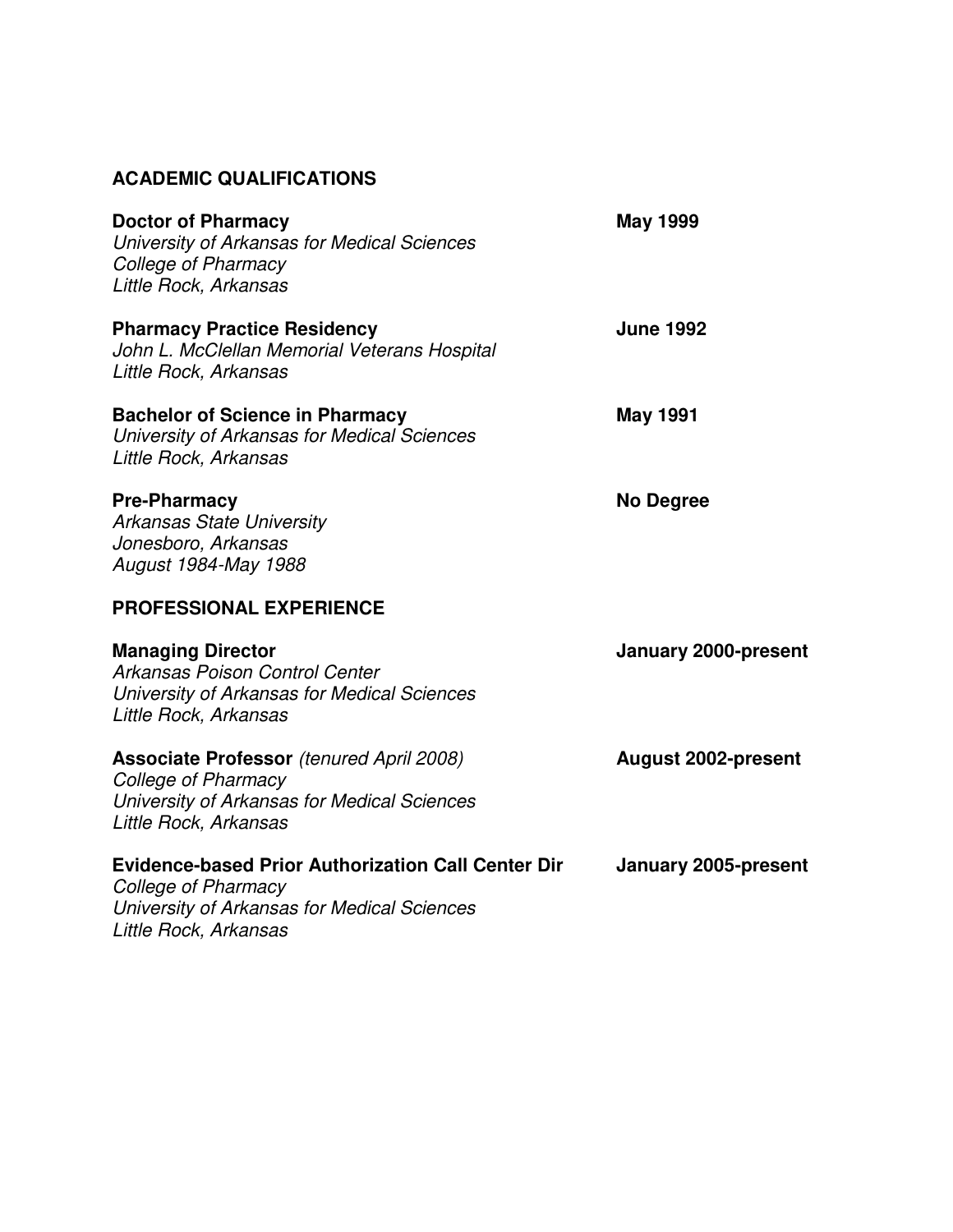## ACADEMIC QUALIFICATIONS

**Doctor of Pharmacy** **May 1999**
*University of Arkansas for Medical Sciences*
*College of Pharmacy*
*Little Rock, Arkansas*

**Pharmacy Practice Residency** **June 1992**
*John L. McClellan Memorial Veterans Hospital*
*Little Rock, Arkansas*

**Bachelor of Science in Pharmacy** **May 1991**
*University of Arkansas for Medical Sciences*
*Little Rock, Arkansas*

**Pre-Pharmacy** **No Degree**
*Arkansas State University*
*Jonesboro, Arkansas*
*August 1984-May 1988*

## PROFESSIONAL EXPERIENCE

**Managing Director** **January 2000-present**
*Arkansas Poison Control Center*
*University of Arkansas for Medical Sciences*
*Little Rock, Arkansas*

**Associate Professor** *(tenured April 2008)* **August 2002-present**
*College of Pharmacy*
*University of Arkansas for Medical Sciences*
*Little Rock, Arkansas*

**Evidence-based Prior Authorization Call Center Dir** **January 2005-present**
*College of Pharmacy*
*University of Arkansas for Medical Sciences*
*Little Rock, Arkansas*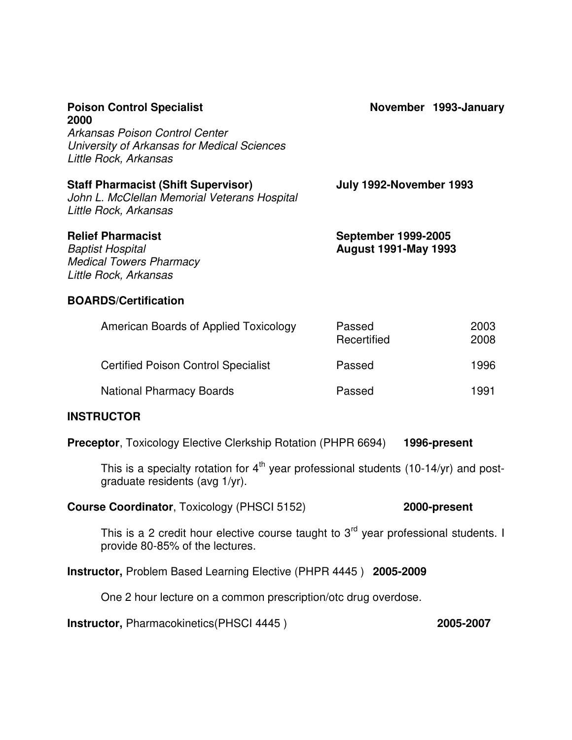**Poison Control Specialist** **November 1993-January 2000**
*Arkansas Poison Control Center*
*University of Arkansas for Medical Sciences*
*Little Rock, Arkansas*

**Staff Pharmacist (Shift Supervisor)** **July 1992-November 1993**
*John L. McClellan Memorial Veterans Hospital*
*Little Rock, Arkansas*

**Relief Pharmacist**
*Baptist Hospital* **September 1999-2005**
*Medical Towers Pharmacy* **August 1991-May 1993**
*Little Rock, Arkansas*

## BOARDS/Certification

| | | |
|---|---|---|
| American Boards of Applied Toxicology | Passed<br>Recertified | 2003<br>2008 |
| Certified Poison Control Specialist | Passed | 1996 |
| National Pharmacy Boards | Passed | 1991 |

## INSTRUCTOR

**Preceptor**, Toxicology Elective Clerkship Rotation (PHPR 6694) **1996-present**

This is a specialty rotation for 4th year professional students (10-14/yr) and post-graduate residents (avg 1/yr).

**Course Coordinator**, Toxicology (PHSCI 5152) **2000-present**

This is a 2 credit hour elective course taught to 3rd year professional students. I provide 80-85% of the lectures.

**Instructor,** Problem Based Learning Elective (PHPR 4445 ) **2005-2009**

One 2 hour lecture on a common prescription/otc drug overdose.

**Instructor,** Pharmacokinetics(PHSCI 4445 ) **2005-2007**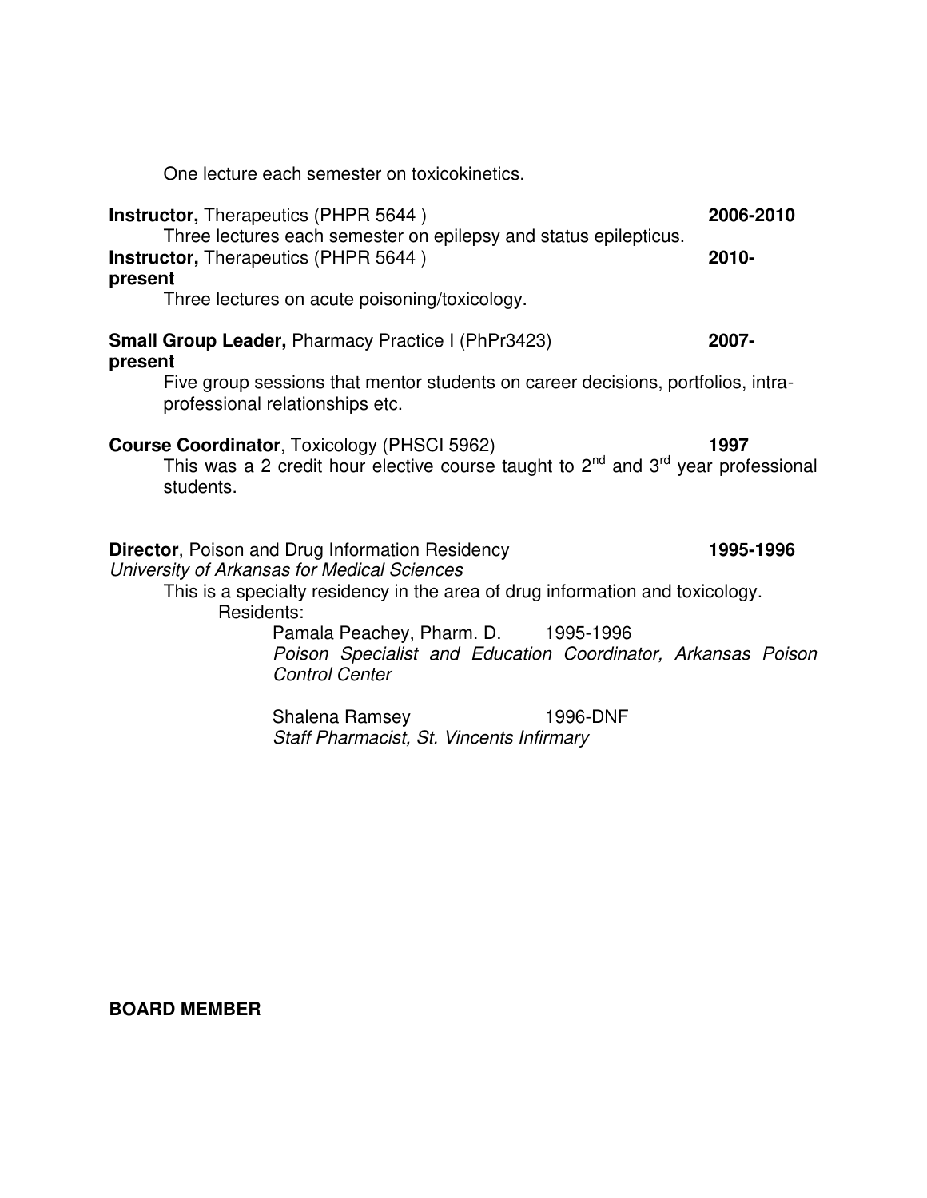One lecture each semester on toxicokinetics.

**Instructor,** Therapeutics (PHPR 5644 ) **2006-2010**

Three lectures each semester on epilepsy and status epilepticus.

**Instructor,** Therapeutics (PHPR 5644 ) **2010-present**

Three lectures on acute poisoning/toxicology.

**Small Group Leader,** Pharmacy Practice I (PhPr3423) **2007-present**

Five group sessions that mentor students on career decisions, portfolios, intra-professional relationships etc.

**Course Coordinator**, Toxicology (PHSCI 5962) **1997**

This was a 2 credit hour elective course taught to 2nd and 3rd year professional students.

**Director**, Poison and Drug Information Residency **1995-1996**

*University of Arkansas for Medical Sciences*

This is a specialty residency in the area of drug information and toxicology.

Residents:

Pamala Peachey, Pharm. D. 1995-1996
*Poison Specialist and Education Coordinator, Arkansas Poison Control Center*

Shalena Ramsey 1996-DNF
*Staff Pharmacist, St. Vincents Infirmary*

**BOARD MEMBER**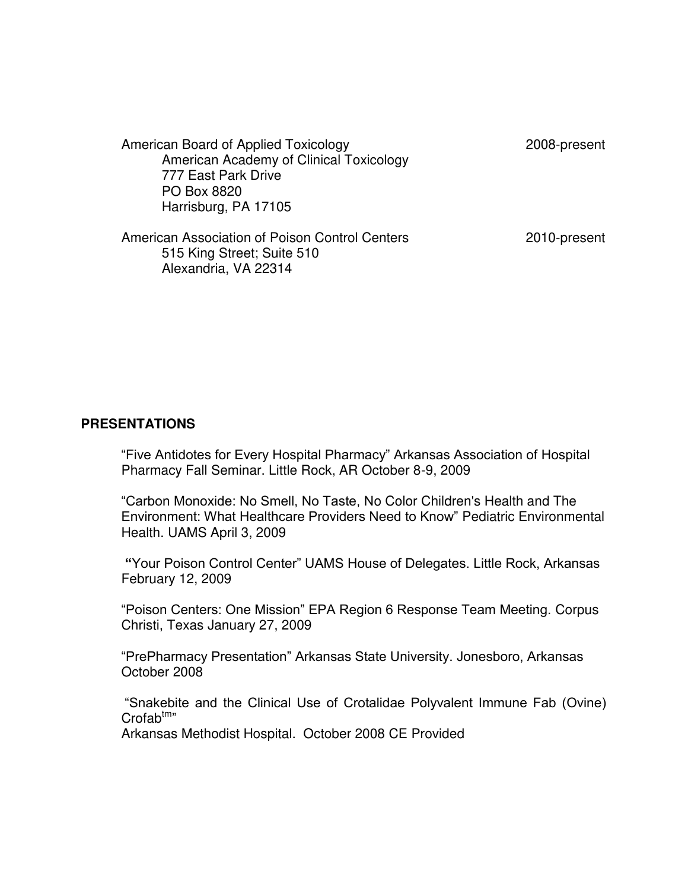American Board of Applied Toxicology 2008-present
American Academy of Clinical Toxicology
777 East Park Drive
PO Box 8820
Harrisburg, PA 17105

American Association of Poison Control Centers 2010-present
515 King Street; Suite 510
Alexandria, VA 22314

## PRESENTATIONS

"Five Antidotes for Every Hospital Pharmacy" Arkansas Association of Hospital Pharmacy Fall Seminar. Little Rock, AR October 8-9, 2009

"Carbon Monoxide: No Smell, No Taste, No Color Children's Health and The Environment: What Healthcare Providers Need to Know" Pediatric Environmental Health. UAMS April 3, 2009

**"**Your Poison Control Center" UAMS House of Delegates. Little Rock, Arkansas February 12, 2009

"Poison Centers: One Mission" EPA Region 6 Response Team Meeting. Corpus Christi, Texas January 27, 2009

"PrePharmacy Presentation" Arkansas State University. Jonesboro, Arkansas October 2008

"Snakebite and the Clinical Use of Crotalidae Polyvalent Immune Fab (Ovine) Crofab™"
Arkansas Methodist Hospital. October 2008 CE Provided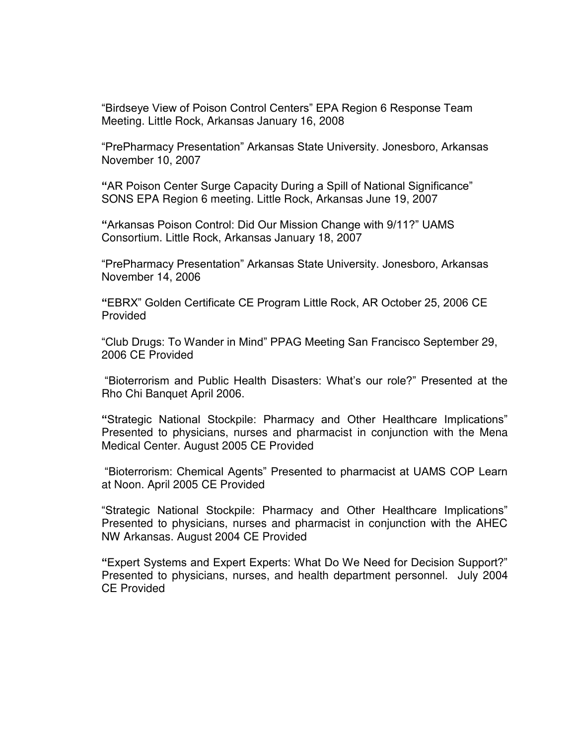"Birdseye View of Poison Control Centers" EPA Region 6 Response Team Meeting. Little Rock, Arkansas January 16, 2008

"PrePharmacy Presentation" Arkansas State University. Jonesboro, Arkansas November 10, 2007

"AR Poison Center Surge Capacity During a Spill of National Significance" SONS EPA Region 6 meeting. Little Rock, Arkansas June 19, 2007

"Arkansas Poison Control: Did Our Mission Change with 9/11?" UAMS Consortium. Little Rock, Arkansas January 18, 2007

"PrePharmacy Presentation" Arkansas State University. Jonesboro, Arkansas November 14, 2006

"EBRX" Golden Certificate CE Program Little Rock, AR October 25, 2006 CE Provided

"Club Drugs: To Wander in Mind" PPAG Meeting San Francisco September 29, 2006 CE Provided

"Bioterrorism and Public Health Disasters: What's our role?" Presented at the Rho Chi Banquet April 2006.

"Strategic National Stockpile: Pharmacy and Other Healthcare Implications" Presented to physicians, nurses and pharmacist in conjunction with the Mena Medical Center. August 2005 CE Provided

"Bioterrorism: Chemical Agents" Presented to pharmacist at UAMS COP Learn at Noon. April 2005 CE Provided

"Strategic National Stockpile: Pharmacy and Other Healthcare Implications" Presented to physicians, nurses and pharmacist in conjunction with the AHEC NW Arkansas. August 2004 CE Provided

"Expert Systems and Expert Experts: What Do We Need for Decision Support?" Presented to physicians, nurses, and health department personnel. July 2004 CE Provided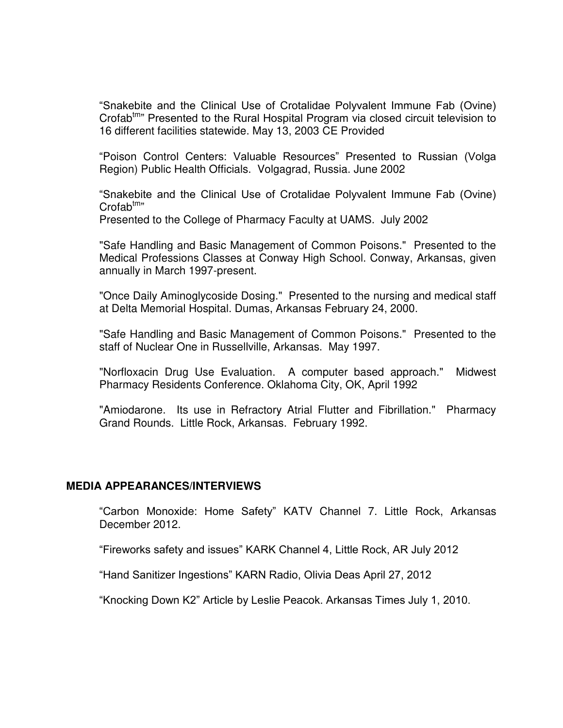"Snakebite and the Clinical Use of Crotalidae Polyvalent Immune Fab (Ovine) Crofab[tm]" Presented to the Rural Hospital Program via closed circuit television to 16 different facilities statewide. May 13, 2003 CE Provided

"Poison Control Centers: Valuable Resources" Presented to Russian (Volga Region) Public Health Officials. Volgagrad, Russia. June 2002

"Snakebite and the Clinical Use of Crotalidae Polyvalent Immune Fab (Ovine) Crofab[tm]"
Presented to the College of Pharmacy Faculty at UAMS. July 2002

"Safe Handling and Basic Management of Common Poisons." Presented to the Medical Professions Classes at Conway High School. Conway, Arkansas, given annually in March 1997-present.

"Once Daily Aminoglycoside Dosing." Presented to the nursing and medical staff at Delta Memorial Hospital. Dumas, Arkansas February 24, 2000.

"Safe Handling and Basic Management of Common Poisons." Presented to the staff of Nuclear One in Russellville, Arkansas. May 1997.

"Norfloxacin Drug Use Evaluation. A computer based approach." Midwest Pharmacy Residents Conference. Oklahoma City, OK, April 1992

"Amiodarone. Its use in Refractory Atrial Flutter and Fibrillation." Pharmacy Grand Rounds. Little Rock, Arkansas. February 1992.

## MEDIA APPEARANCES/INTERVIEWS

"Carbon Monoxide: Home Safety" KATV Channel 7. Little Rock, Arkansas December 2012.

"Fireworks safety and issues" KARK Channel 4, Little Rock, AR July 2012

"Hand Sanitizer Ingestions" KARN Radio, Olivia Deas April 27, 2012

"Knocking Down K2" Article by Leslie Peacok. Arkansas Times July 1, 2010.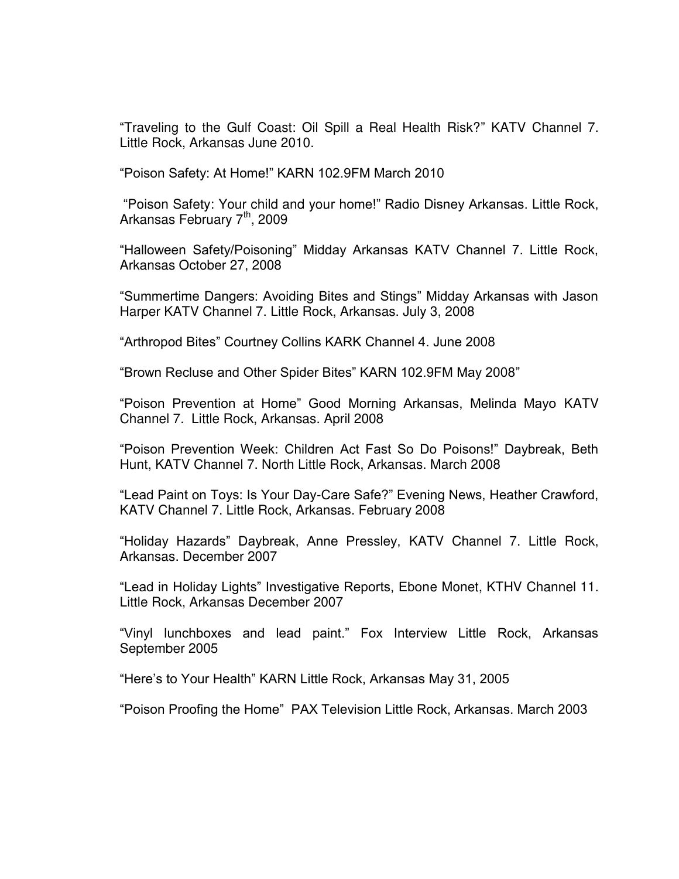“Traveling to the Gulf Coast: Oil Spill a Real Health Risk?” KATV Channel 7. Little Rock, Arkansas June 2010.

“Poison Safety: At Home!” KARN 102.9FM March 2010

“Poison Safety: Your child and your home!” Radio Disney Arkansas. Little Rock, Arkansas February 7th, 2009

“Halloween Safety/Poisoning” Midday Arkansas KATV Channel 7. Little Rock, Arkansas October 27, 2008

“Summertime Dangers: Avoiding Bites and Stings” Midday Arkansas with Jason Harper KATV Channel 7. Little Rock, Arkansas. July 3, 2008

“Arthropod Bites” Courtney Collins KARK Channel 4. June 2008

“Brown Recluse and Other Spider Bites” KARN 102.9FM May 2008”

“Poison Prevention at Home” Good Morning Arkansas, Melinda Mayo KATV Channel 7. Little Rock, Arkansas. April 2008

“Poison Prevention Week: Children Act Fast So Do Poisons!” Daybreak, Beth Hunt, KATV Channel 7. North Little Rock, Arkansas. March 2008

“Lead Paint on Toys: Is Your Day-Care Safe?” Evening News, Heather Crawford, KATV Channel 7. Little Rock, Arkansas. February 2008

“Holiday Hazards” Daybreak, Anne Pressley, KATV Channel 7. Little Rock, Arkansas. December 2007

“Lead in Holiday Lights” Investigative Reports, Ebone Monet, KTHV Channel 11. Little Rock, Arkansas December 2007

“Vinyl lunchboxes and lead paint.” Fox Interview Little Rock, Arkansas September 2005

“Here’s to Your Health” KARN Little Rock, Arkansas May 31, 2005

“Poison Proofing the Home” PAX Television Little Rock, Arkansas. March 2003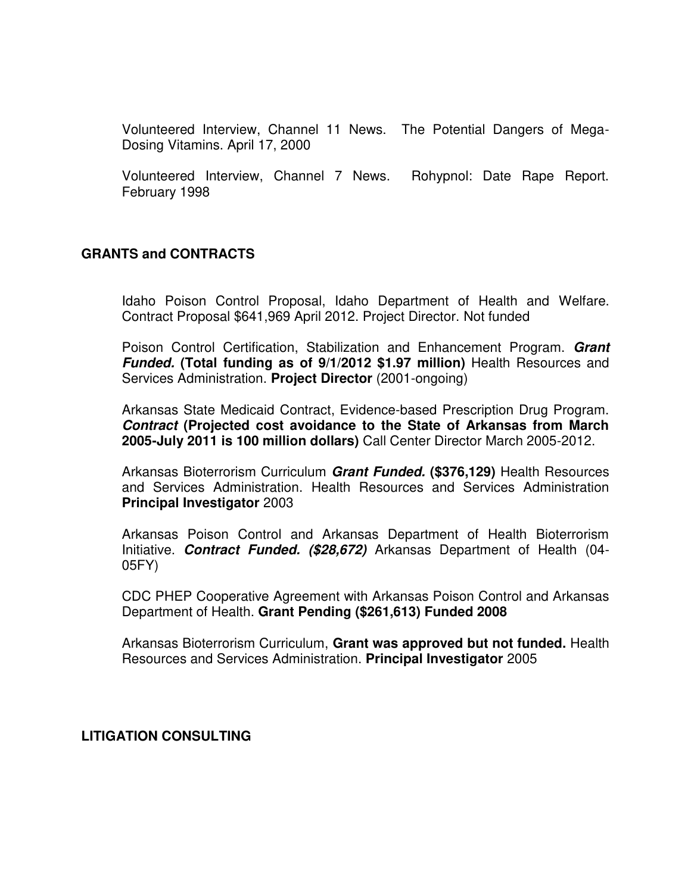Volunteered Interview, Channel 11 News. The Potential Dangers of Mega-Dosing Vitamins. April 17, 2000

Volunteered Interview, Channel 7 News. Rohypnol: Date Rape Report. February 1998

## GRANTS and CONTRACTS

Idaho Poison Control Proposal, Idaho Department of Health and Welfare. Contract Proposal $641,969 April 2012. Project Director. Not funded

Poison Control Certification, Stabilization and Enhancement Program. ***Grant Funded.*** **(Total funding as of 9/1/2012 $1.97 million)** Health Resources and Services Administration. **Project Director** (2001-ongoing)

Arkansas State Medicaid Contract, Evidence-based Prescription Drug Program. ***Contract*** **(Projected cost avoidance to the State of Arkansas from March 2005-July 2011 is 100 million dollars)** Call Center Director March 2005-2012.

Arkansas Bioterrorism Curriculum ***Grant Funded.*** **($376,129)** Health Resources and Services Administration. Health Resources and Services Administration **Principal Investigator** 2003

Arkansas Poison Control and Arkansas Department of Health Bioterrorism Initiative. ***Contract Funded. ($28,672)*** Arkansas Department of Health (04-05FY)

CDC PHEP Cooperative Agreement with Arkansas Poison Control and Arkansas Department of Health. **Grant Pending ($261,613) Funded 2008**

Arkansas Bioterrorism Curriculum, **Grant was approved but not funded.** Health Resources and Services Administration. **Principal Investigator** 2005

## LITIGATION CONSULTING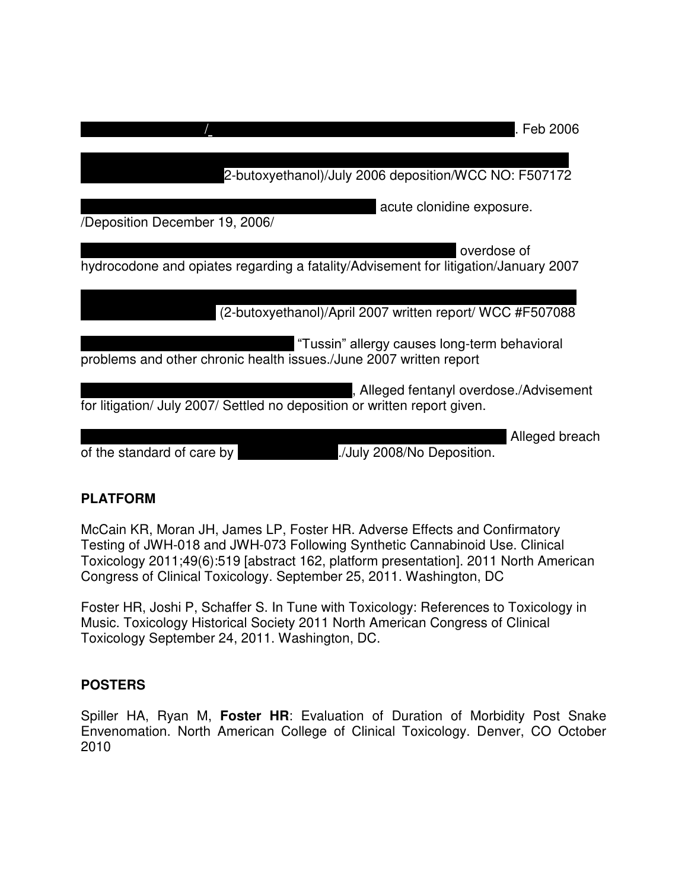/ . Feb 2006

2-butoxyethanol)/July 2006 deposition/WCC NO: F507172

acute clonidine exposure. /Deposition December 19, 2006/

overdose of hydrocodone and opiates regarding a fatality/Advisement for litigation/January 2007

(2-butoxyethanol)/April 2007 written report/ WCC #F507088

"Tussin" allergy causes long-term behavioral problems and other chronic health issues./June 2007 written report

, Alleged fentanyl overdose./Advisement for litigation/ July 2007/ Settled no deposition or written report given.

Alleged breach of the standard of care by ./July 2008/No Deposition.

## PLATFORM

McCain KR, Moran JH, James LP, Foster HR. Adverse Effects and Confirmatory Testing of JWH-018 and JWH-073 Following Synthetic Cannabinoid Use. Clinical Toxicology 2011;49(6):519 [abstract 162, platform presentation]. 2011 North American Congress of Clinical Toxicology. September 25, 2011. Washington, DC

Foster HR, Joshi P, Schaffer S. In Tune with Toxicology: References to Toxicology in Music. Toxicology Historical Society 2011 North American Congress of Clinical Toxicology September 24, 2011. Washington, DC.

## POSTERS

Spiller HA, Ryan M, **Foster HR**: Evaluation of Duration of Morbidity Post Snake Envenomation. North American College of Clinical Toxicology. Denver, CO October 2010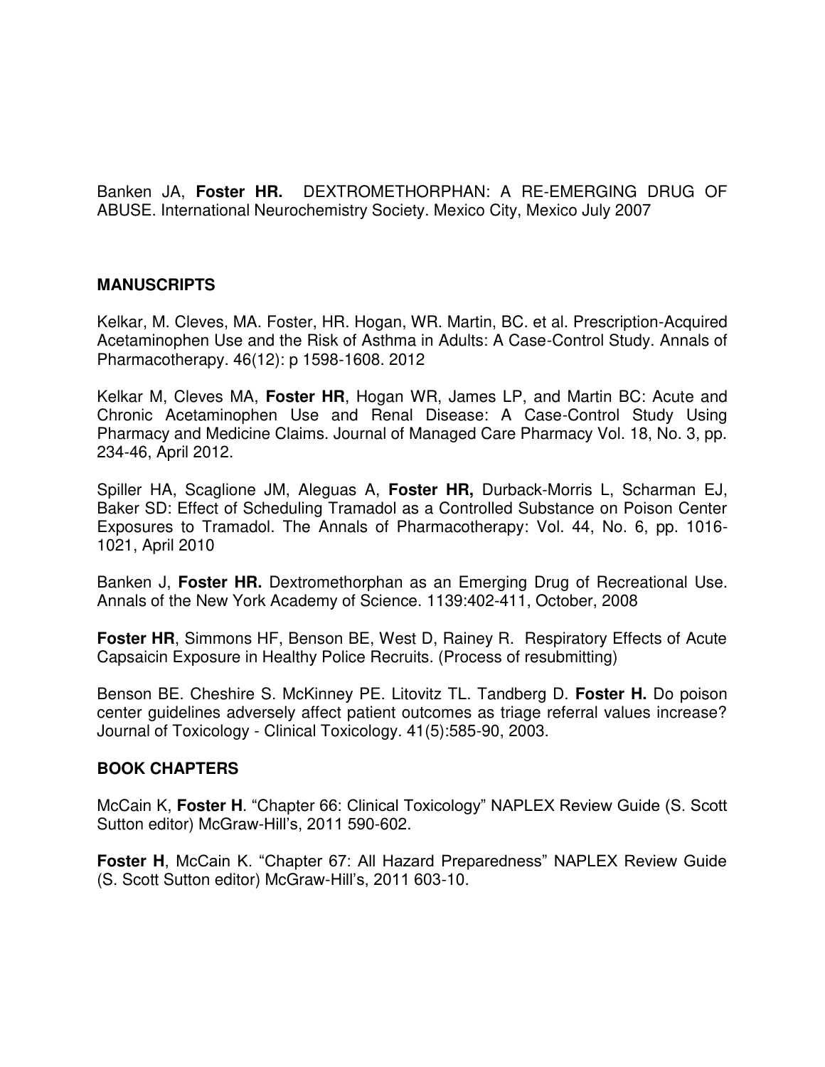Banken JA, **Foster HR.** DEXTROMETHORPHAN: A RE-EMERGING DRUG OF ABUSE. International Neurochemistry Society. Mexico City, Mexico July 2007

**MANUSCRIPTS**

Kelkar, M. Cleves, MA. Foster, HR. Hogan, WR. Martin, BC. et al. Prescription-Acquired Acetaminophen Use and the Risk of Asthma in Adults: A Case-Control Study. Annals of Pharmacotherapy. 46(12): p 1598-1608. 2012

Kelkar M, Cleves MA, **Foster HR**, Hogan WR, James LP, and Martin BC: Acute and Chronic Acetaminophen Use and Renal Disease: A Case-Control Study Using Pharmacy and Medicine Claims. Journal of Managed Care Pharmacy Vol. 18, No. 3, pp. 234-46, April 2012.

Spiller HA, Scaglione JM, Aleguas A, **Foster HR,** Durback-Morris L, Scharman EJ, Baker SD: Effect of Scheduling Tramadol as a Controlled Substance on Poison Center Exposures to Tramadol. The Annals of Pharmacotherapy: Vol. 44, No. 6, pp. 1016-1021, April 2010

Banken J, **Foster HR.** Dextromethorphan as an Emerging Drug of Recreational Use. Annals of the New York Academy of Science. 1139:402-411, October, 2008

**Foster HR**, Simmons HF, Benson BE, West D, Rainey R. Respiratory Effects of Acute Capsaicin Exposure in Healthy Police Recruits. (Process of resubmitting)

Benson BE. Cheshire S. McKinney PE. Litovitz TL. Tandberg D. **Foster H.** Do poison center guidelines adversely affect patient outcomes as triage referral values increase? Journal of Toxicology - Clinical Toxicology. 41(5):585-90, 2003.

**BOOK CHAPTERS**

McCain K, **Foster H**. "Chapter 66: Clinical Toxicology" NAPLEX Review Guide (S. Scott Sutton editor) McGraw-Hill's, 2011 590-602.

**Foster H**, McCain K. "Chapter 67: All Hazard Preparedness" NAPLEX Review Guide (S. Scott Sutton editor) McGraw-Hill's, 2011 603-10.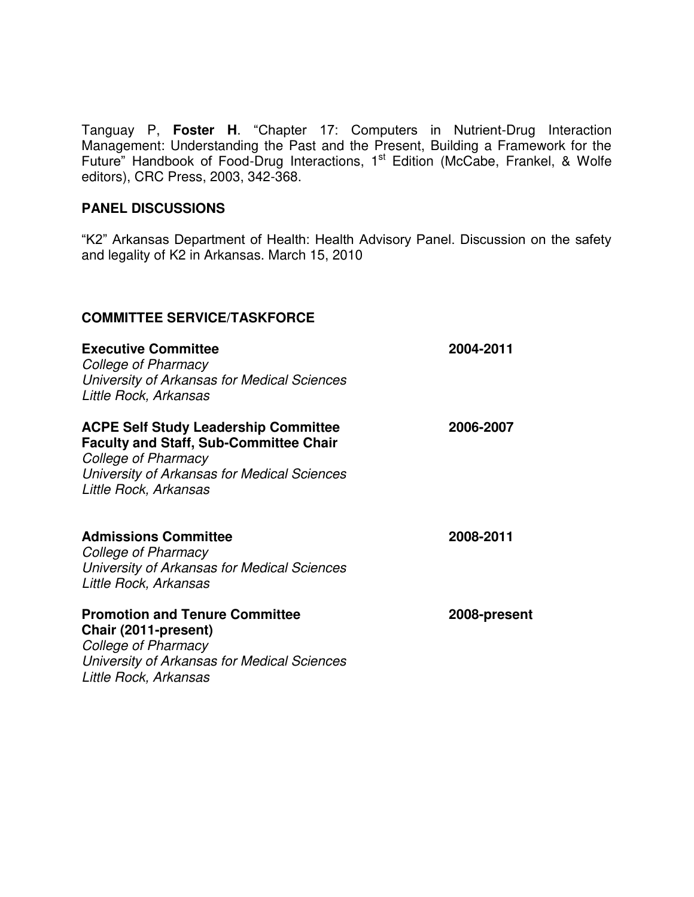Tanguay P, **Foster H**. "Chapter 17: Computers in Nutrient-Drug Interaction Management: Understanding the Past and the Present, Building a Framework for the Future" Handbook of Food-Drug Interactions, 1st Edition (McCabe, Frankel, & Wolfe editors), CRC Press, 2003, 342-368.

## PANEL DISCUSSIONS

"K2" Arkansas Department of Health: Health Advisory Panel. Discussion on the safety and legality of K2 in Arkansas. March 15, 2010

## COMMITTEE SERVICE/TASKFORCE

**Executive Committee** — **2004-2011**
*College of Pharmacy*
*University of Arkansas for Medical Sciences*
*Little Rock, Arkansas*

**ACPE Self Study Leadership Committee** — **2006-2007**
**Faculty and Staff, Sub-Committee Chair**
*College of Pharmacy*
*University of Arkansas for Medical Sciences*
*Little Rock, Arkansas*

**Admissions Committee** — **2008-2011**
*College of Pharmacy*
*University of Arkansas for Medical Sciences*
*Little Rock, Arkansas*

**Promotion and Tenure Committee** — **2008-present**
**Chair (2011-present)**
*College of Pharmacy*
*University of Arkansas for Medical Sciences*
*Little Rock, Arkansas*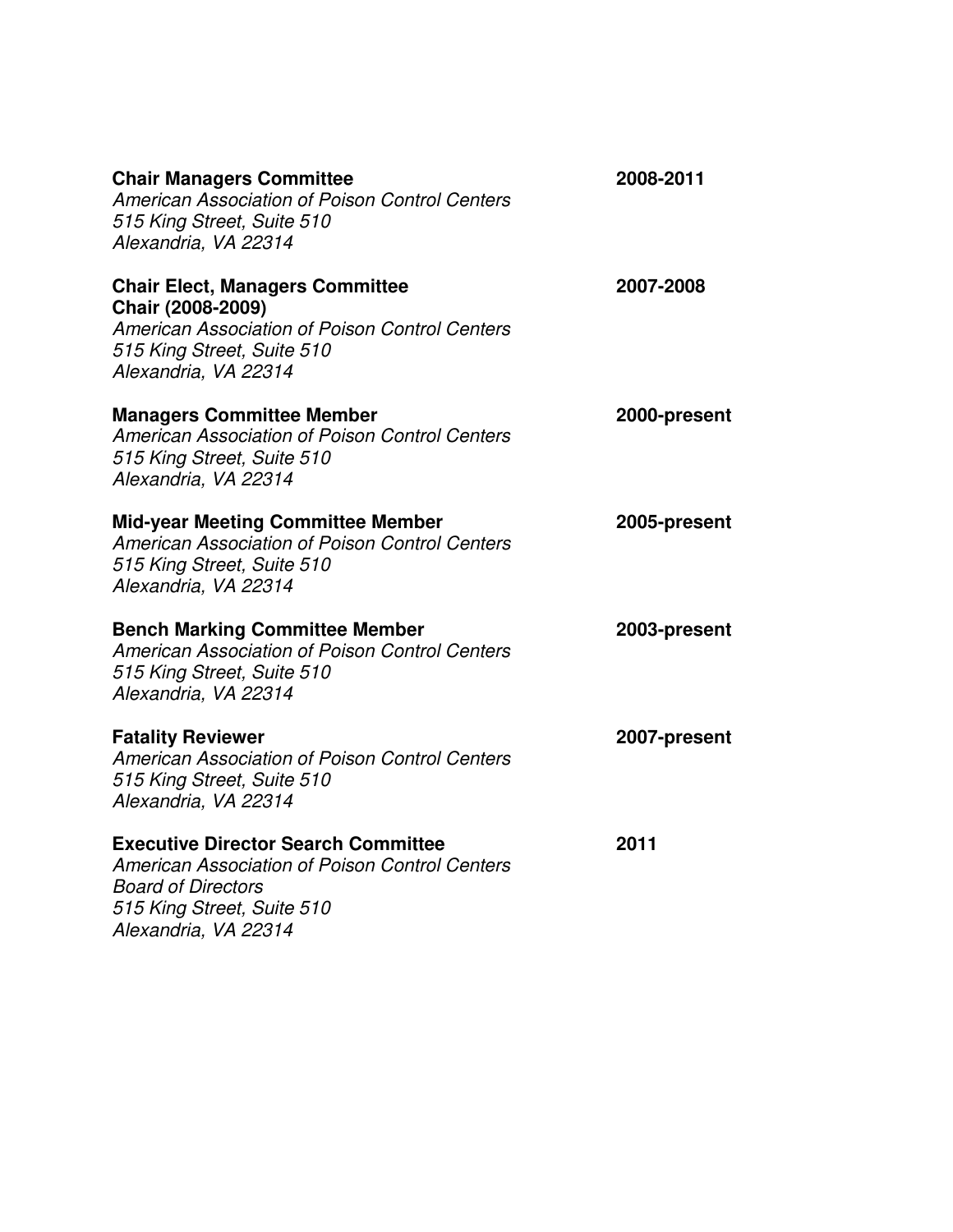**Chair Managers Committee** **2008-2011**
*American Association of Poison Control Centers*
*515 King Street, Suite 510*
*Alexandria, VA 22314*

**Chair Elect, Managers Committee** **2007-2008**
**Chair (2008-2009)**
*American Association of Poison Control Centers*
*515 King Street, Suite 510*
*Alexandria, VA 22314*

**Managers Committee Member** **2000-present**
*American Association of Poison Control Centers*
*515 King Street, Suite 510*
*Alexandria, VA 22314*

**Mid-year Meeting Committee Member** **2005-present**
*American Association of Poison Control Centers*
*515 King Street, Suite 510*
*Alexandria, VA 22314*

**Bench Marking Committee Member** **2003-present**
*American Association of Poison Control Centers*
*515 King Street, Suite 510*
*Alexandria, VA 22314*

**Fatality Reviewer** **2007-present**
*American Association of Poison Control Centers*
*515 King Street, Suite 510*
*Alexandria, VA 22314*

**Executive Director Search Committee** **2011**
*American Association of Poison Control Centers*
*Board of Directors*
*515 King Street, Suite 510*
*Alexandria, VA 22314*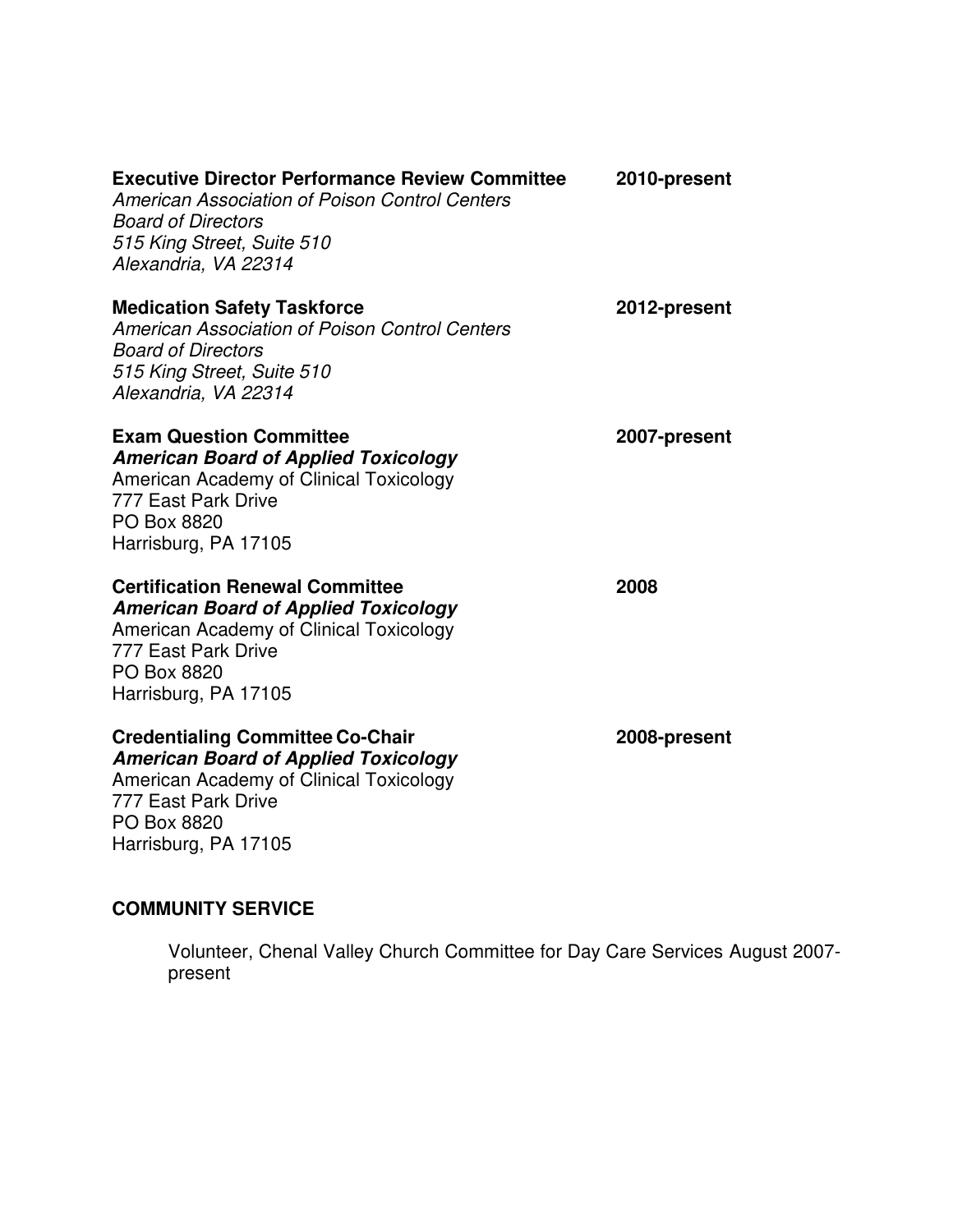**Executive Director Performance Review Committee** **2010-present**
*American Association of Poison Control Centers*
*Board of Directors*
*515 King Street, Suite 510*
*Alexandria, VA 22314*

**Medication Safety Taskforce** **2012-present**
*American Association of Poison Control Centers*
*Board of Directors*
*515 King Street, Suite 510*
*Alexandria, VA 22314*

**Exam Question Committee** **2007-present**
***American Board of Applied Toxicology***
American Academy of Clinical Toxicology
777 East Park Drive
PO Box 8820
Harrisburg, PA 17105

**Certification Renewal Committee** **2008**
***American Board of Applied Toxicology***
American Academy of Clinical Toxicology
777 East Park Drive
PO Box 8820
Harrisburg, PA 17105

**Credentialing Committee Co-Chair** **2008-present**
***American Board of Applied Toxicology***
American Academy of Clinical Toxicology
777 East Park Drive
PO Box 8820
Harrisburg, PA 17105

## COMMUNITY SERVICE

Volunteer, Chenal Valley Church Committee for Day Care Services August 2007-present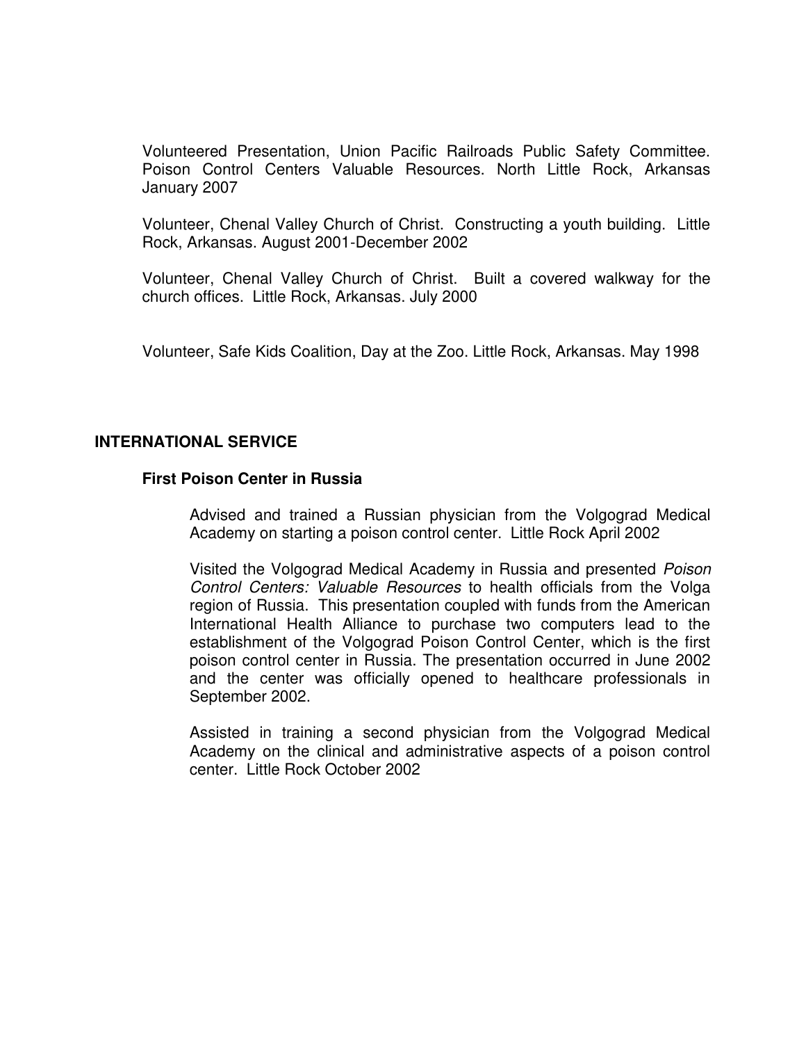Volunteered Presentation, Union Pacific Railroads Public Safety Committee. Poison Control Centers Valuable Resources. North Little Rock, Arkansas January 2007

Volunteer, Chenal Valley Church of Christ. Constructing a youth building. Little Rock, Arkansas. August 2001-December 2002

Volunteer, Chenal Valley Church of Christ. Built a covered walkway for the church offices. Little Rock, Arkansas. July 2000

Volunteer, Safe Kids Coalition, Day at the Zoo. Little Rock, Arkansas. May 1998

## INTERNATIONAL SERVICE

### First Poison Center in Russia

Advised and trained a Russian physician from the Volgograd Medical Academy on starting a poison control center. Little Rock April 2002

Visited the Volgograd Medical Academy in Russia and presented *Poison Control Centers: Valuable Resources* to health officials from the Volga region of Russia. This presentation coupled with funds from the American International Health Alliance to purchase two computers lead to the establishment of the Volgograd Poison Control Center, which is the first poison control center in Russia. The presentation occurred in June 2002 and the center was officially opened to healthcare professionals in September 2002.

Assisted in training a second physician from the Volgograd Medical Academy on the clinical and administrative aspects of a poison control center. Little Rock October 2002